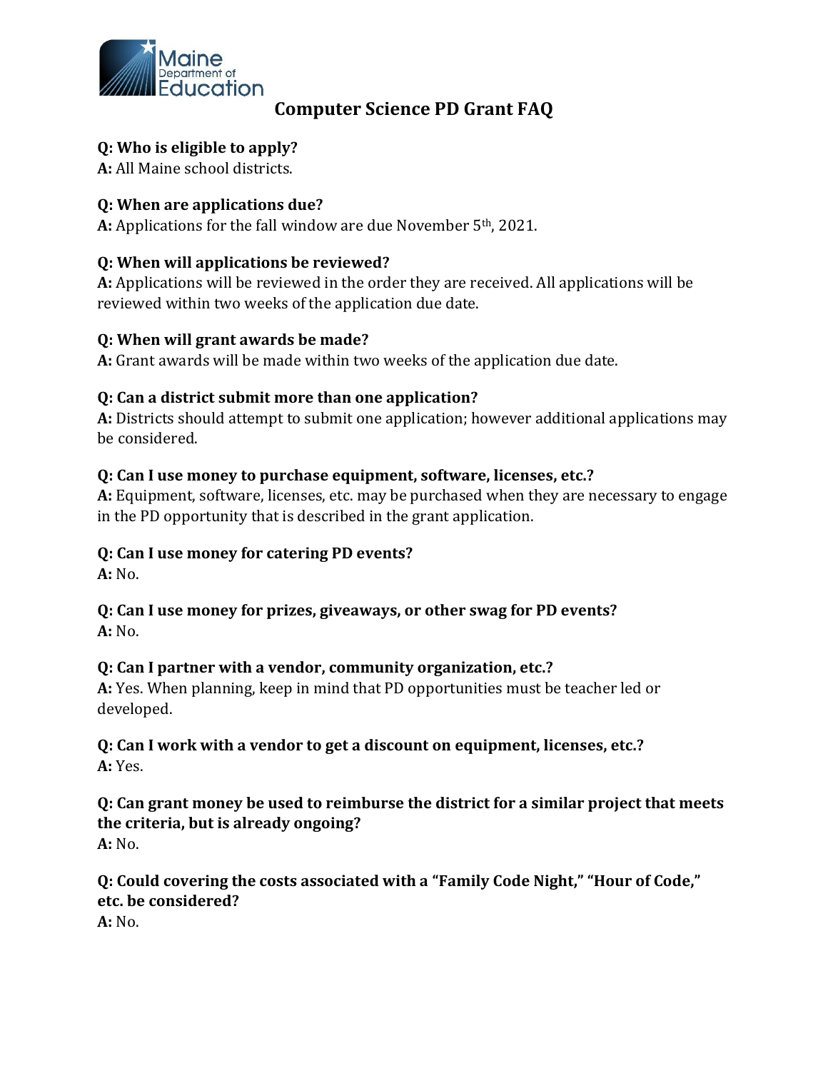Maine Department of Education

# Computer Science PD Grant FAQ

**Q: Who is eligible to apply?**
**A:** All Maine school districts.

**Q: When are applications due?**
**A:** Applications for the fall window are due November 5th, 2021.

**Q: When will applications be reviewed?**
**A:** Applications will be reviewed in the order they are received. All applications will be reviewed within two weeks of the application due date.

**Q: When will grant awards be made?**
**A:** Grant awards will be made within two weeks of the application due date.

**Q: Can a district submit more than one application?**
**A:** Districts should attempt to submit one application; however additional applications may be considered.

**Q: Can I use money to purchase equipment, software, licenses, etc.?**
**A:** Equipment, software, licenses, etc. may be purchased when they are necessary to engage in the PD opportunity that is described in the grant application.

**Q: Can I use money for catering PD events?**
**A:** No.

**Q: Can I use money for prizes, giveaways, or other swag for PD events?**
**A:** No.

**Q: Can I partner with a vendor, community organization, etc.?**
**A:** Yes. When planning, keep in mind that PD opportunities must be teacher led or developed.

**Q: Can I work with a vendor to get a discount on equipment, licenses, etc.?**
**A:** Yes.

**Q: Can grant money be used to reimburse the district for a similar project that meets the criteria, but is already ongoing?**
**A:** No.

**Q: Could covering the costs associated with a "Family Code Night," "Hour of Code," etc. be considered?**
**A:** No.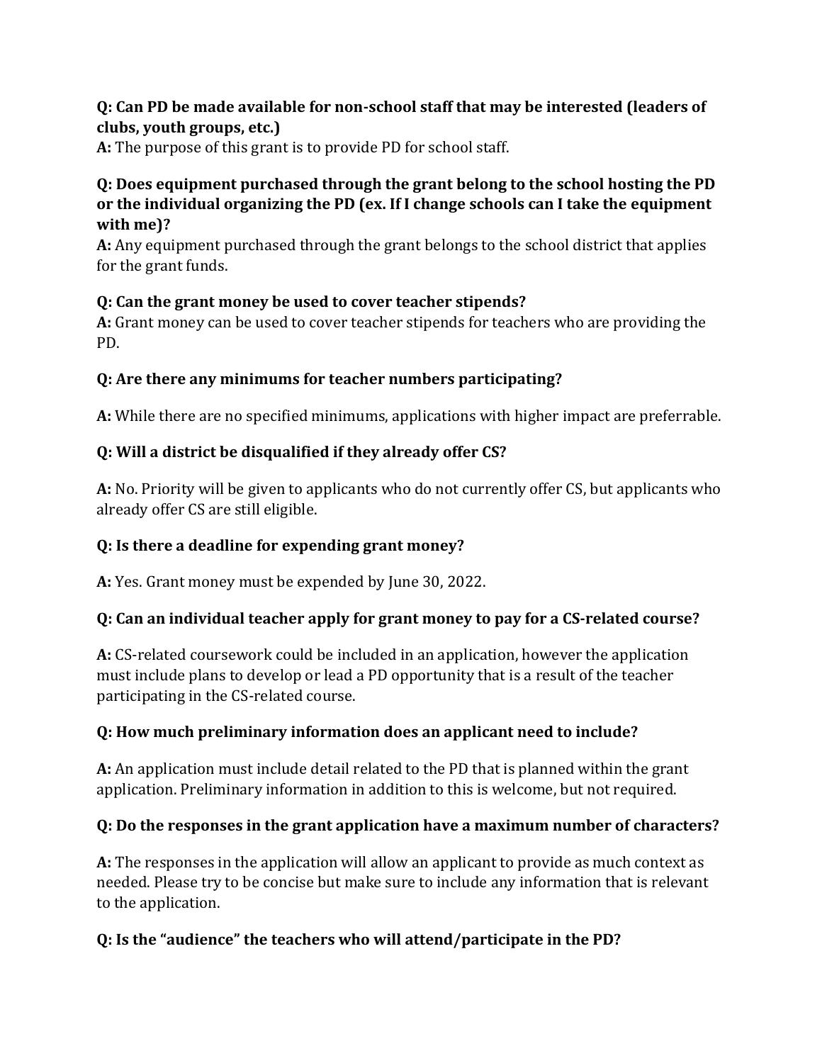**Q: Can PD be made available for non-school staff that may be interested (leaders of clubs, youth groups, etc.)**

**A:** The purpose of this grant is to provide PD for school staff.

**Q: Does equipment purchased through the grant belong to the school hosting the PD or the individual organizing the PD (ex. If I change schools can I take the equipment with me)?**

**A:** Any equipment purchased through the grant belongs to the school district that applies for the grant funds.

**Q: Can the grant money be used to cover teacher stipends?**

**A:** Grant money can be used to cover teacher stipends for teachers who are providing the PD.

**Q: Are there any minimums for teacher numbers participating?**

**A:** While there are no specified minimums, applications with higher impact are preferrable.

**Q: Will a district be disqualified if they already offer CS?**

**A:** No. Priority will be given to applicants who do not currently offer CS, but applicants who already offer CS are still eligible.

**Q: Is there a deadline for expending grant money?**

**A:** Yes. Grant money must be expended by June 30, 2022.

**Q: Can an individual teacher apply for grant money to pay for a CS-related course?**

**A:** CS-related coursework could be included in an application, however the application must include plans to develop or lead a PD opportunity that is a result of the teacher participating in the CS-related course.

**Q: How much preliminary information does an applicant need to include?**

**A:** An application must include detail related to the PD that is planned within the grant application. Preliminary information in addition to this is welcome, but not required.

**Q: Do the responses in the grant application have a maximum number of characters?**

**A:** The responses in the application will allow an applicant to provide as much context as needed. Please try to be concise but make sure to include any information that is relevant to the application.

**Q: Is the "audience" the teachers who will attend/participate in the PD?**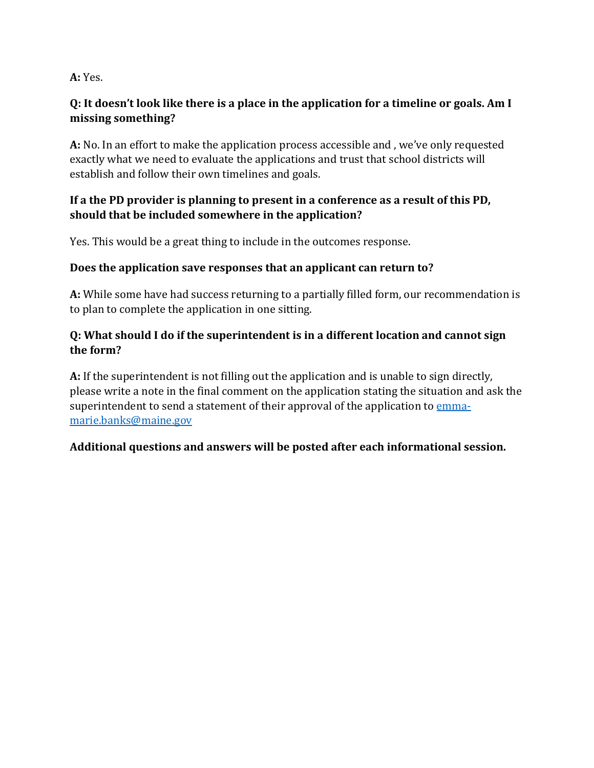**A:** Yes.

**Q: It doesn't look like there is a place in the application for a timeline or goals. Am I missing something?**

**A:** No. In an effort to make the application process accessible and , we've only requested exactly what we need to evaluate the applications and trust that school districts will establish and follow their own timelines and goals.

**If a the PD provider is planning to present in a conference as a result of this PD, should that be included somewhere in the application?**

Yes. This would be a great thing to include in the outcomes response.

**Does the application save responses that an applicant can return to?**

**A:** While some have had success returning to a partially filled form, our recommendation is to plan to complete the application in one sitting.

**Q: What should I do if the superintendent is in a different location and cannot sign the form?**

**A:** If the superintendent is not filling out the application and is unable to sign directly, please write a note in the final comment on the application stating the situation and ask the superintendent to send a statement of their approval of the application to [emma-marie.banks@maine.gov](mailto:emma-marie.banks@maine.gov)

**Additional questions and answers will be posted after each informational session.**